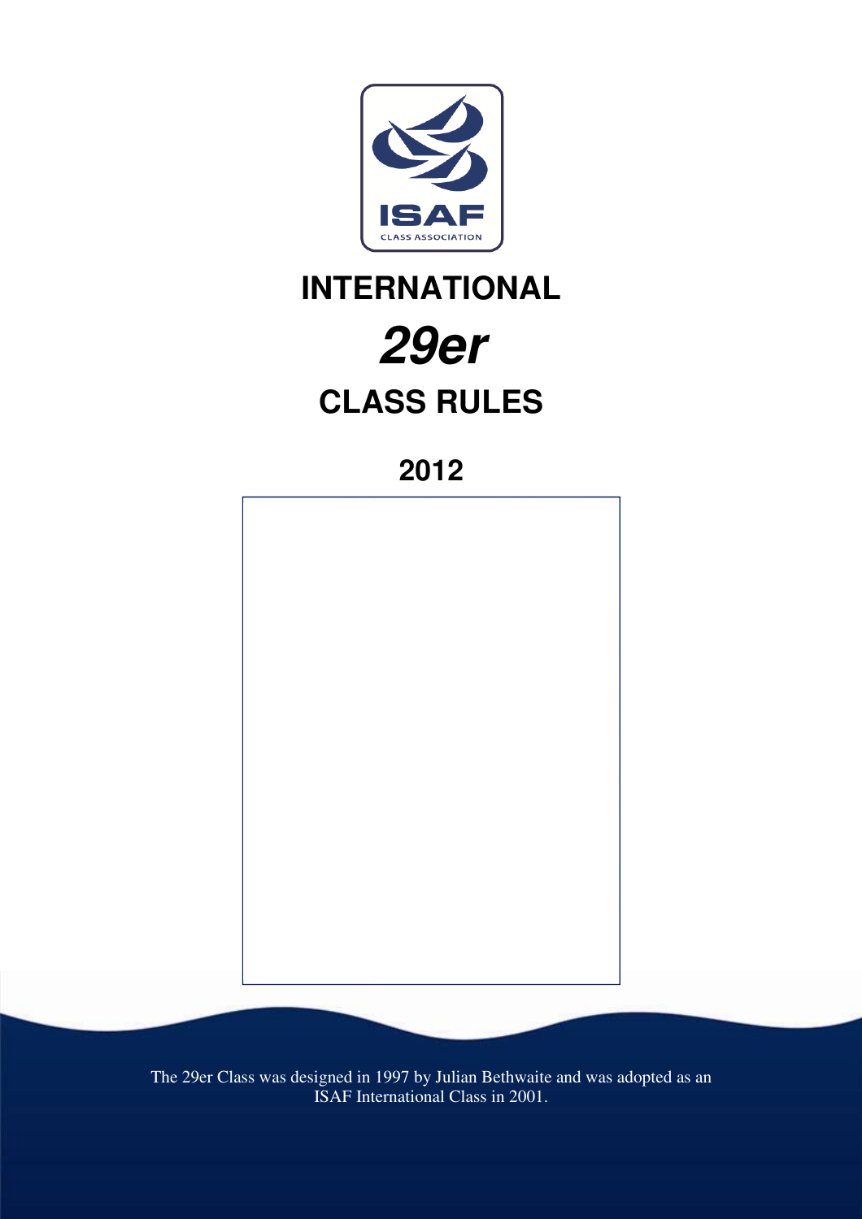ISAF

CLASS ASSOCIATION

# INTERNATIONAL

# *29er*

# CLASS RULES

## 2012

The 29er Class was designed in 1997 by Julian Bethwaite and was adopted as an ISAF International Class in 2001.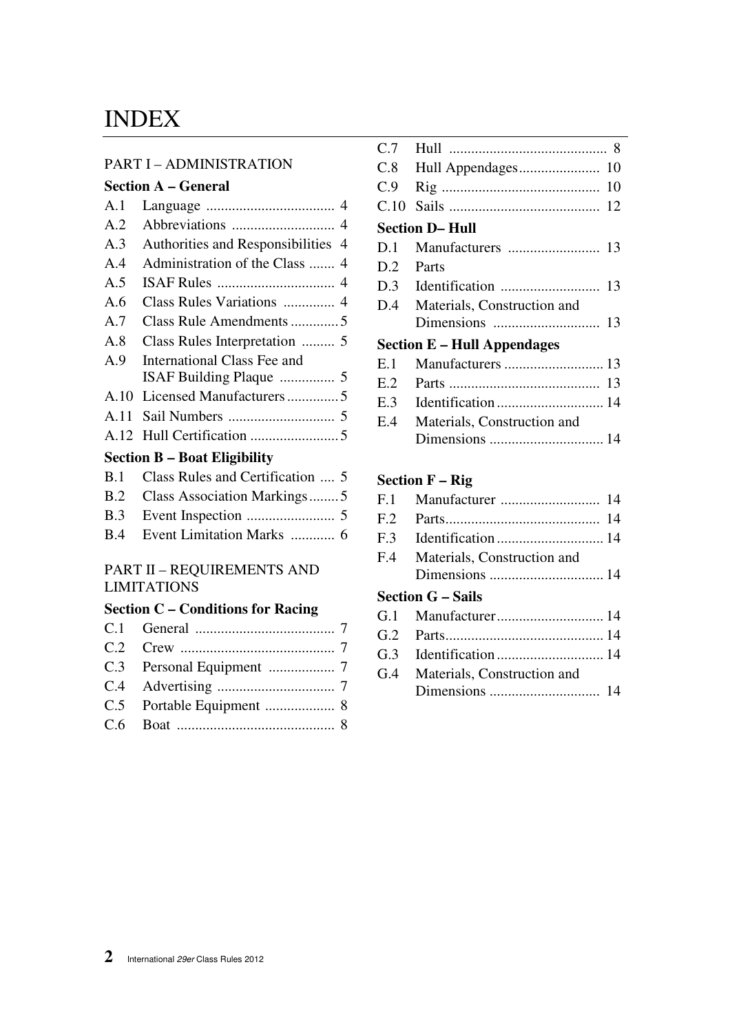# INDEX

## PART I – ADMINISTRATION

### Section A – General

| | | |
|---|---|---|
| A.1 | Language | 4 |
| A.2 | Abbreviations | 4 |
| A.3 | Authorities and Responsibilities | 4 |
| A.4 | Administration of the Class | 4 |
| A.5 | ISAF Rules | 4 |
| A.6 | Class Rules Variations | 4 |
| A.7 | Class Rule Amendments | 5 |
| A.8 | Class Rules Interpretation | 5 |
| A.9 | International Class Fee and ISAF Building Plaque | 5 |
| A.10 | Licensed Manufacturers | 5 |
| A.11 | Sail Numbers | 5 |
| A.12 | Hull Certification | 5 |

### Section B – Boat Eligibility

| | | |
|---|---|---|
| B.1 | Class Rules and Certification | 5 |
| B.2 | Class Association Markings | 5 |
| B.3 | Event Inspection | 5 |
| B.4 | Event Limitation Marks | 6 |

## PART II – REQUIREMENTS AND LIMITATIONS

### Section C – Conditions for Racing

| | | |
|---|---|---|
| C.1 | General | 7 |
| C.2 | Crew | 7 |
| C.3 | Personal Equipment | 7 |
| C.4 | Advertising | 7 |
| C.5 | Portable Equipment | 8 |
| C.6 | Boat | 8 |
| C.7 | Hull | 8 |
| C.8 | Hull Appendages | 10 |
| C.9 | Rig | 10 |
| C.10 | Sails | 12 |

### Section D– Hull

| | | |
|---|---|---|
| D.1 | Manufacturers | 13 |
| D.2 | Parts | |
| D.3 | Identification | 13 |
| D.4 | Materials, Construction and Dimensions | 13 |

### Section E – Hull Appendages

| | | |
|---|---|---|
| E.1 | Manufacturers | 13 |
| E.2 | Parts | 13 |
| E.3 | Identification | 14 |
| E.4 | Materials, Construction and Dimensions | 14 |

### Section F – Rig

| | | |
|---|---|---|
| F.1 | Manufacturer | 14 |
| F.2 | Parts | 14 |
| F.3 | Identification | 14 |
| F.4 | Materials, Construction and Dimensions | 14 |

### Section G – Sails

| | | |
|---|---|---|
| G.1 | Manufacturer | 14 |
| G.2 | Parts | 14 |
| G.3 | Identification | 14 |
| G.4 | Materials, Construction and Dimensions | 14 |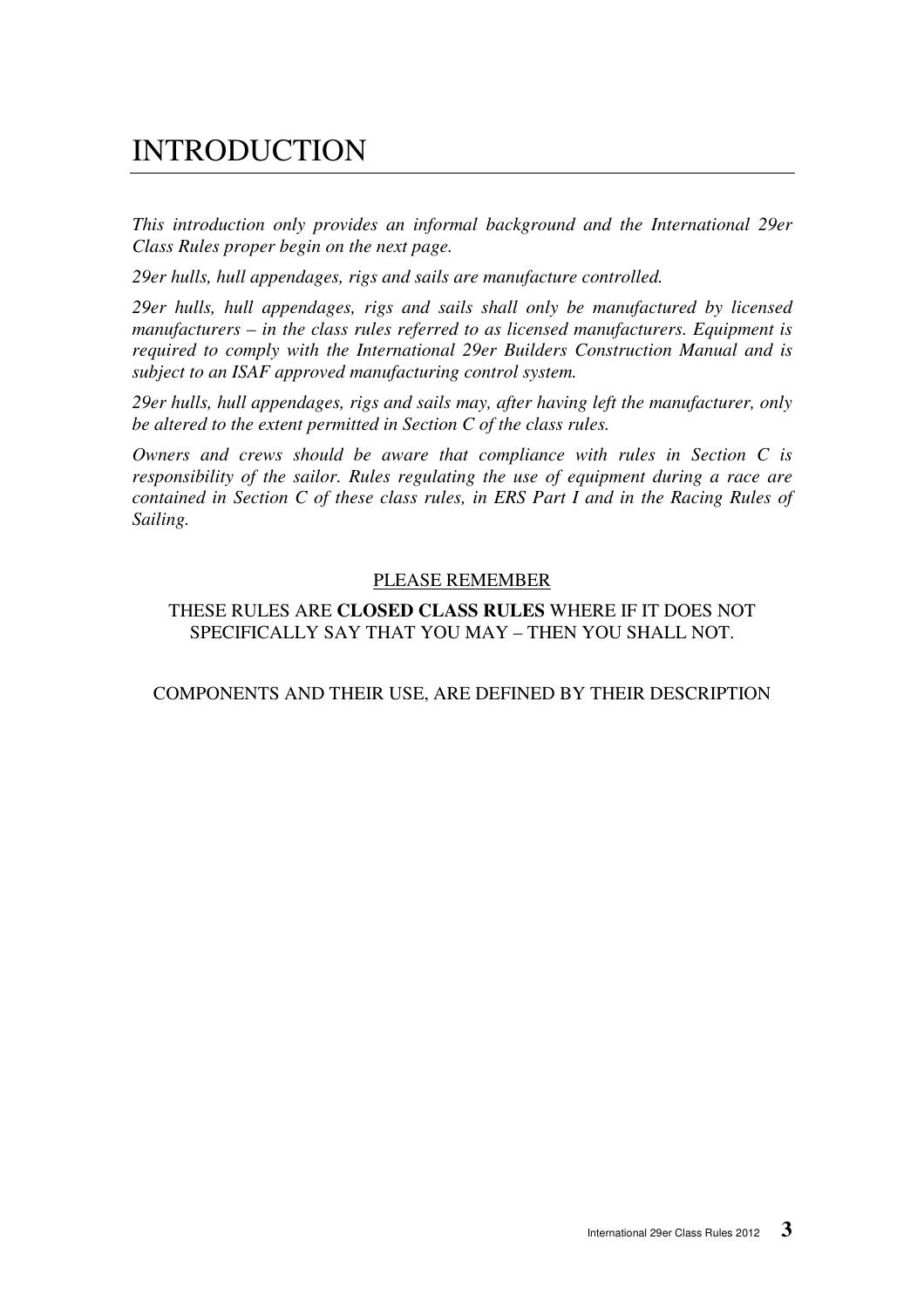# INTRODUCTION

*This introduction only provides an informal background and the International 29er Class Rules proper begin on the next page.*

*29er hulls, hull appendages, rigs and sails are manufacture controlled.*

*29er hulls, hull appendages, rigs and sails shall only be manufactured by licensed manufacturers – in the class rules referred to as licensed manufacturers. Equipment is required to comply with the International 29er Builders Construction Manual and is subject to an ISAF approved manufacturing control system.*

*29er hulls, hull appendages, rigs and sails may, after having left the manufacturer, only be altered to the extent permitted in Section C of the class rules.*

*Owners and crews should be aware that compliance with rules in Section C is responsibility of the sailor. Rules regulating the use of equipment during a race are contained in Section C of these class rules, in ERS Part I and in the Racing Rules of Sailing.*

<u>PLEASE REMEMBER</u>

THESE RULES ARE **CLOSED CLASS RULES** WHERE IF IT DOES NOT SPECIFICALLY SAY THAT YOU MAY – THEN YOU SHALL NOT.

COMPONENTS AND THEIR USE, ARE DEFINED BY THEIR DESCRIPTION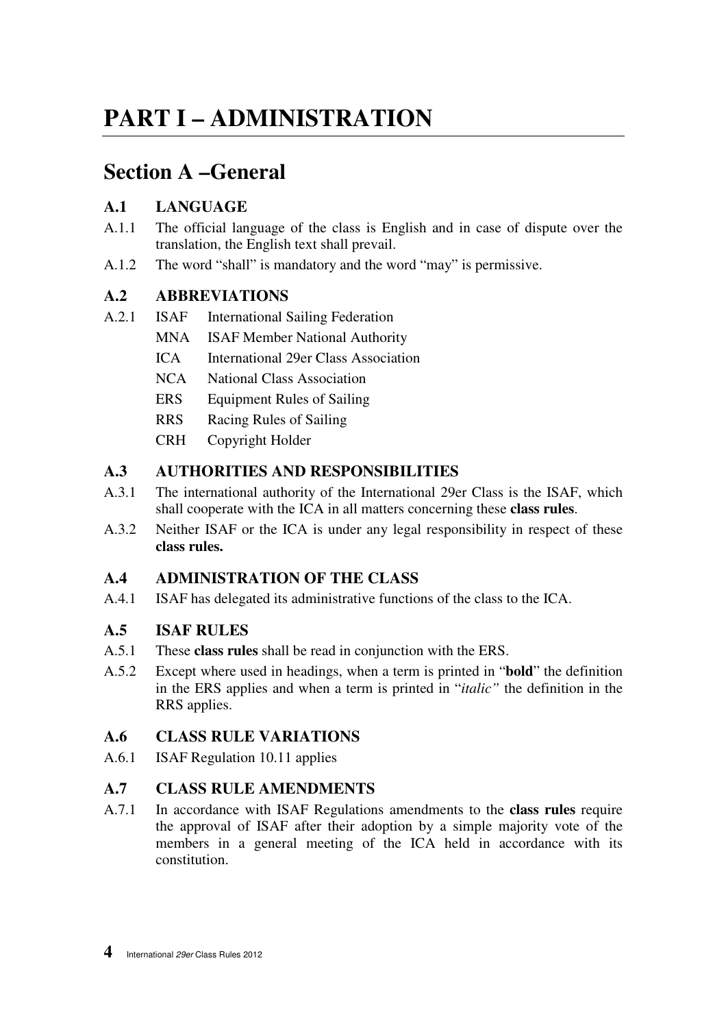# PART I – ADMINISTRATION

## Section A –General

### A.1 LANGUAGE

A.1.1 The official language of the class is English and in case of dispute over the translation, the English text shall prevail.

A.1.2 The word "shall" is mandatory and the word "may" is permissive.

### A.2 ABBREVIATIONS

A.2.1
- ISAF International Sailing Federation
- MNA ISAF Member National Authority
- ICA International 29er Class Association
- NCA National Class Association
- ERS Equipment Rules of Sailing
- RRS Racing Rules of Sailing
- CRH Copyright Holder

### A.3 AUTHORITIES AND RESPONSIBILITIES

A.3.1 The international authority of the International 29er Class is the ISAF, which shall cooperate with the ICA in all matters concerning these **class rules**.

A.3.2 Neither ISAF or the ICA is under any legal responsibility in respect of these **class rules.**

### A.4 ADMINISTRATION OF THE CLASS

A.4.1 ISAF has delegated its administrative functions of the class to the ICA.

### A.5 ISAF RULES

A.5.1 These **class rules** shall be read in conjunction with the ERS.

A.5.2 Except where used in headings, when a term is printed in "**bold**" the definition in the ERS applies and when a term is printed in "*italic"* the definition in the RRS applies.

### A.6 CLASS RULE VARIATIONS

A.6.1 ISAF Regulation 10.11 applies

### A.7 CLASS RULE AMENDMENTS

A.7.1 In accordance with ISAF Regulations amendments to the **class rules** require the approval of ISAF after their adoption by a simple majority vote of the members in a general meeting of the ICA held in accordance with its constitution.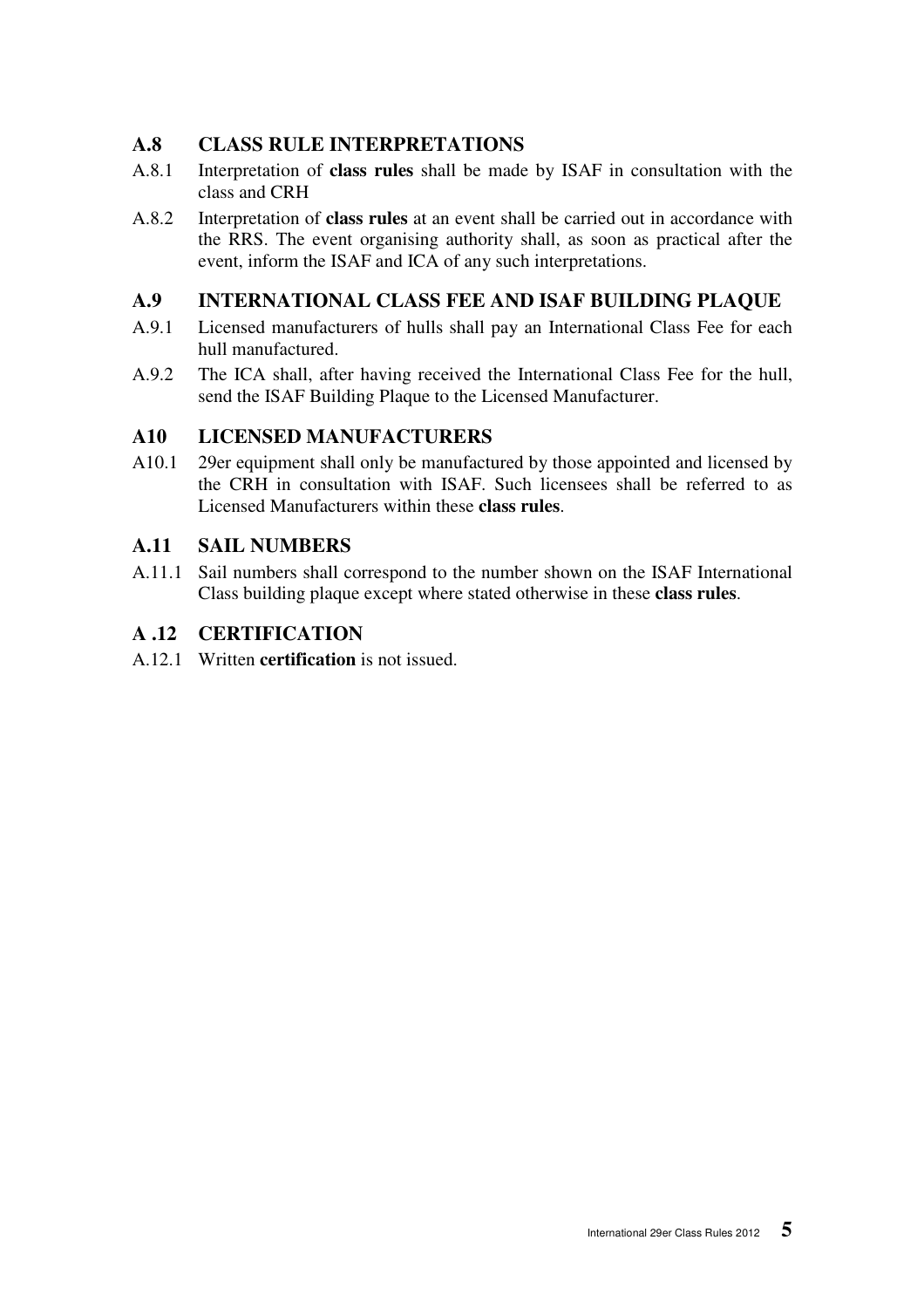### A.8 CLASS RULE INTERPRETATIONS

A.8.1 Interpretation of **class rules** shall be made by ISAF in consultation with the class and CRH

A.8.2 Interpretation of **class rules** at an event shall be carried out in accordance with the RRS. The event organising authority shall, as soon as practical after the event, inform the ISAF and ICA of any such interpretations.

### A.9 INTERNATIONAL CLASS FEE AND ISAF BUILDING PLAQUE

A.9.1 Licensed manufacturers of hulls shall pay an International Class Fee for each hull manufactured.

A.9.2 The ICA shall, after having received the International Class Fee for the hull, send the ISAF Building Plaque to the Licensed Manufacturer.

### A10 LICENSED MANUFACTURERS

A10.1 29er equipment shall only be manufactured by those appointed and licensed by the CRH in consultation with ISAF. Such licensees shall be referred to as Licensed Manufacturers within these **class rules**.

### A.11 SAIL NUMBERS

A.11.1 Sail numbers shall correspond to the number shown on the ISAF International Class building plaque except where stated otherwise in these **class rules**.

### A .12 CERTIFICATION

A.12.1 Written **certification** is not issued.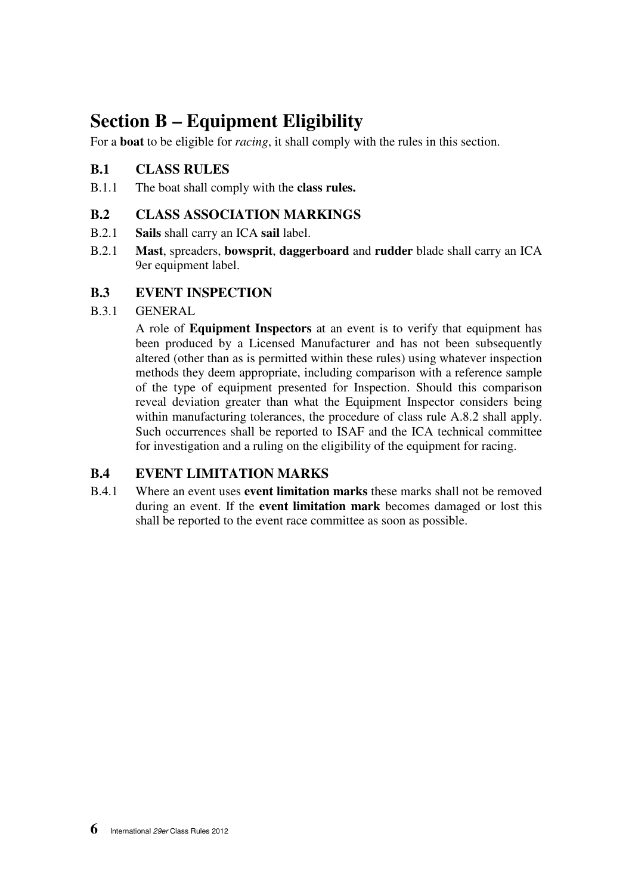# Section B – Equipment Eligibility

For a **boat** to be eligible for *racing*, it shall comply with the rules in this section.

## B.1 CLASS RULES

B.1.1 The boat shall comply with the **class rules.**

## B.2 CLASS ASSOCIATION MARKINGS

B.2.1 **Sails** shall carry an ICA **sail** label.

B.2.1 **Mast**, spreaders, **bowsprit**, **daggerboard** and **rudder** blade shall carry an ICA 9er equipment label.

## B.3 EVENT INSPECTION

B.3.1 GENERAL

A role of **Equipment Inspectors** at an event is to verify that equipment has been produced by a Licensed Manufacturer and has not been subsequently altered (other than as is permitted within these rules) using whatever inspection methods they deem appropriate, including comparison with a reference sample of the type of equipment presented for Inspection. Should this comparison reveal deviation greater than what the Equipment Inspector considers being within manufacturing tolerances, the procedure of class rule A.8.2 shall apply. Such occurrences shall be reported to ISAF and the ICA technical committee for investigation and a ruling on the eligibility of the equipment for racing.

## B.4 EVENT LIMITATION MARKS

B.4.1 Where an event uses **event limitation marks** these marks shall not be removed during an event. If the **event limitation mark** becomes damaged or lost this shall be reported to the event race committee as soon as possible.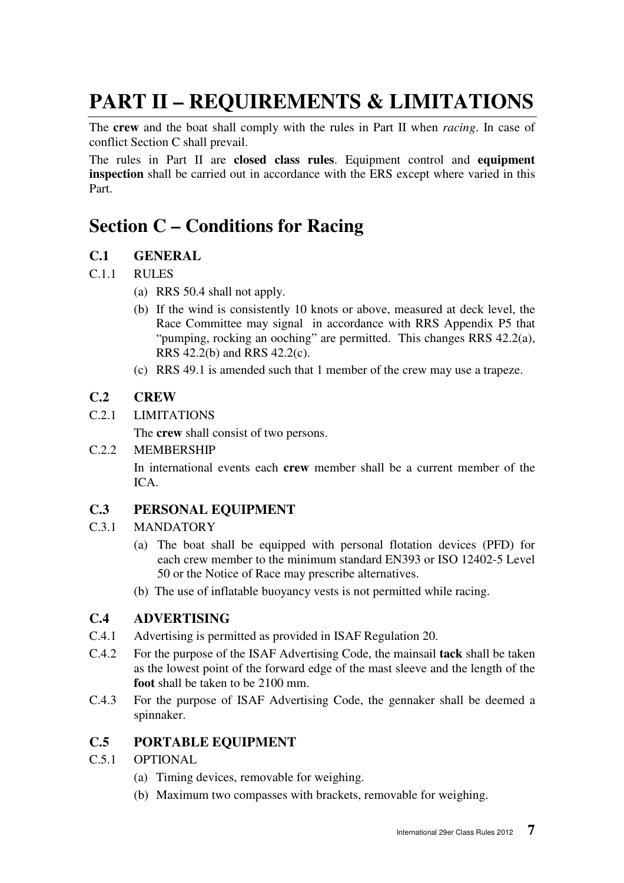# PART II – REQUIREMENTS & LIMITATIONS

The **crew** and the boat shall comply with the rules in Part II when *racing*. In case of conflict Section C shall prevail.

The rules in Part II are **closed class rules**. Equipment control and **equipment inspection** shall be carried out in accordance with the ERS except where varied in this Part.

## Section C – Conditions for Racing

### C.1 GENERAL

C.1.1 RULES

(a) RRS 50.4 shall not apply.

(b) If the wind is consistently 10 knots or above, measured at deck level, the Race Committee may signal in accordance with RRS Appendix P5 that "pumping, rocking an ooching" are permitted. This changes RRS 42.2(a), RRS 42.2(b) and RRS 42.2(c).

(c) RRS 49.1 is amended such that 1 member of the crew may use a trapeze.

### C.2 CREW

C.2.1 LIMITATIONS

The **crew** shall consist of two persons.

C.2.2 MEMBERSHIP

In international events each **crew** member shall be a current member of the ICA.

### C.3 PERSONAL EQUIPMENT

C.3.1 MANDATORY

(a) The boat shall be equipped with personal flotation devices (PFD) for each crew member to the minimum standard EN393 or ISO 12402-5 Level 50 or the Notice of Race may prescribe alternatives.

(b) The use of inflatable buoyancy vests is not permitted while racing.

### C.4 ADVERTISING

C.4.1 Advertising is permitted as provided in ISAF Regulation 20.

C.4.2 For the purpose of the ISAF Advertising Code, the mainsail **tack** shall be taken as the lowest point of the forward edge of the mast sleeve and the length of the **foot** shall be taken to be 2100 mm.

C.4.3 For the purpose of ISAF Advertising Code, the gennaker shall be deemed a spinnaker.

### C.5 PORTABLE EQUIPMENT

C.5.1 OPTIONAL

(a) Timing devices, removable for weighing.

(b) Maximum two compasses with brackets, removable for weighing.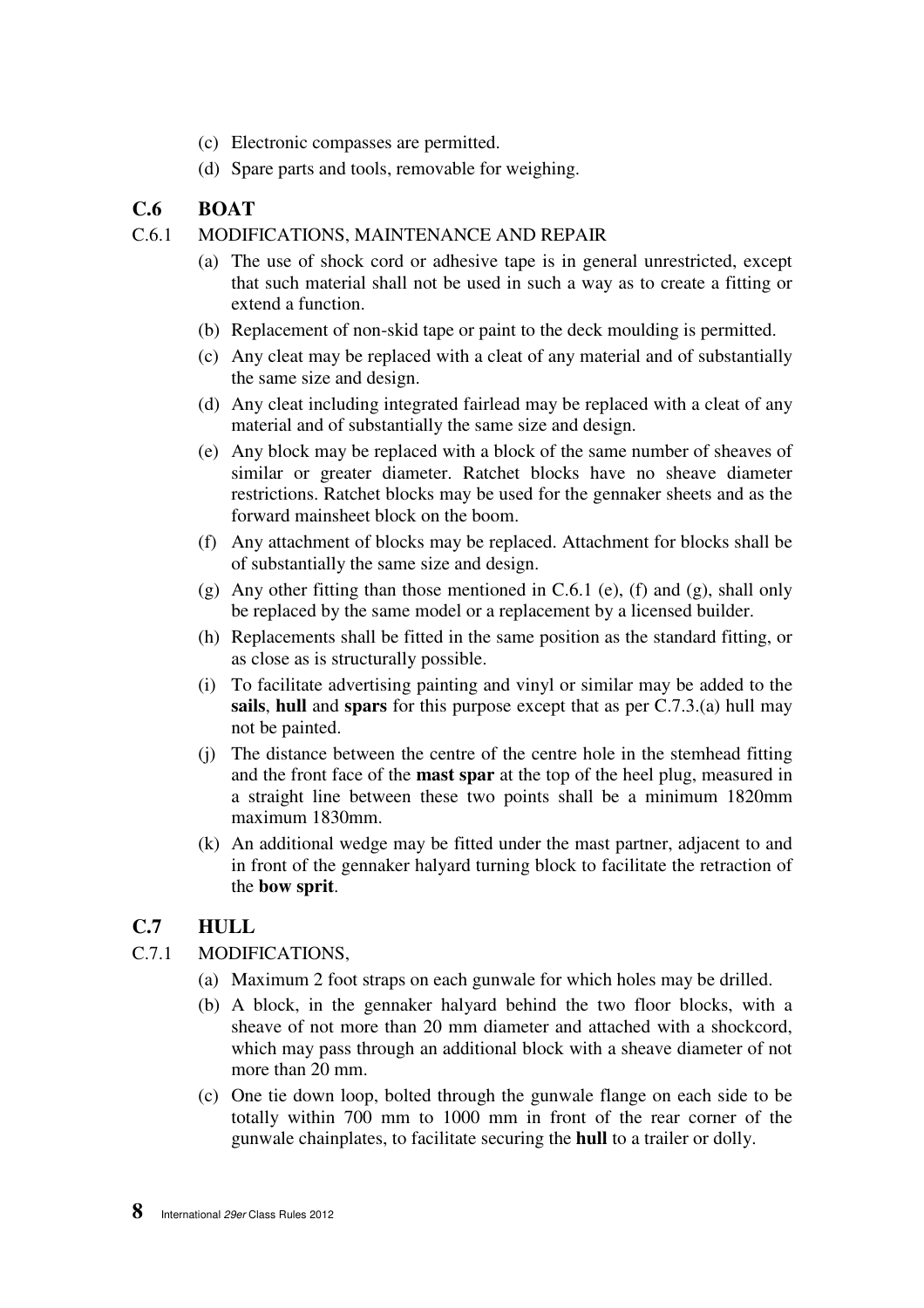(c) Electronic compasses are permitted.

(d) Spare parts and tools, removable for weighing.

## C.6 BOAT

C.6.1 MODIFICATIONS, MAINTENANCE AND REPAIR

(a) The use of shock cord or adhesive tape is in general unrestricted, except that such material shall not be used in such a way as to create a fitting or extend a function.

(b) Replacement of non-skid tape or paint to the deck moulding is permitted.

(c) Any cleat may be replaced with a cleat of any material and of substantially the same size and design.

(d) Any cleat including integrated fairlead may be replaced with a cleat of any material and of substantially the same size and design.

(e) Any block may be replaced with a block of the same number of sheaves of similar or greater diameter. Ratchet blocks have no sheave diameter restrictions. Ratchet blocks may be used for the gennaker sheets and as the forward mainsheet block on the boom.

(f) Any attachment of blocks may be replaced. Attachment for blocks shall be of substantially the same size and design.

(g) Any other fitting than those mentioned in C.6.1 (e), (f) and (g), shall only be replaced by the same model or a replacement by a licensed builder.

(h) Replacements shall be fitted in the same position as the standard fitting, or as close as is structurally possible.

(i) To facilitate advertising painting and vinyl or similar may be added to the **sails**, **hull** and **spars** for this purpose except that as per C.7.3.(a) hull may not be painted.

(j) The distance between the centre of the centre hole in the stemhead fitting and the front face of the **mast spar** at the top of the heel plug, measured in a straight line between these two points shall be a minimum 1820mm maximum 1830mm.

(k) An additional wedge may be fitted under the mast partner, adjacent to and in front of the gennaker halyard turning block to facilitate the retraction of the **bow sprit**.

## C.7 HULL

C.7.1 MODIFICATIONS,

(a) Maximum 2 foot straps on each gunwale for which holes may be drilled.

(b) A block, in the gennaker halyard behind the two floor blocks, with a sheave of not more than 20 mm diameter and attached with a shockcord, which may pass through an additional block with a sheave diameter of not more than 20 mm.

(c) One tie down loop, bolted through the gunwale flange on each side to be totally within 700 mm to 1000 mm in front of the rear corner of the gunwale chainplates, to facilitate securing the **hull** to a trailer or dolly.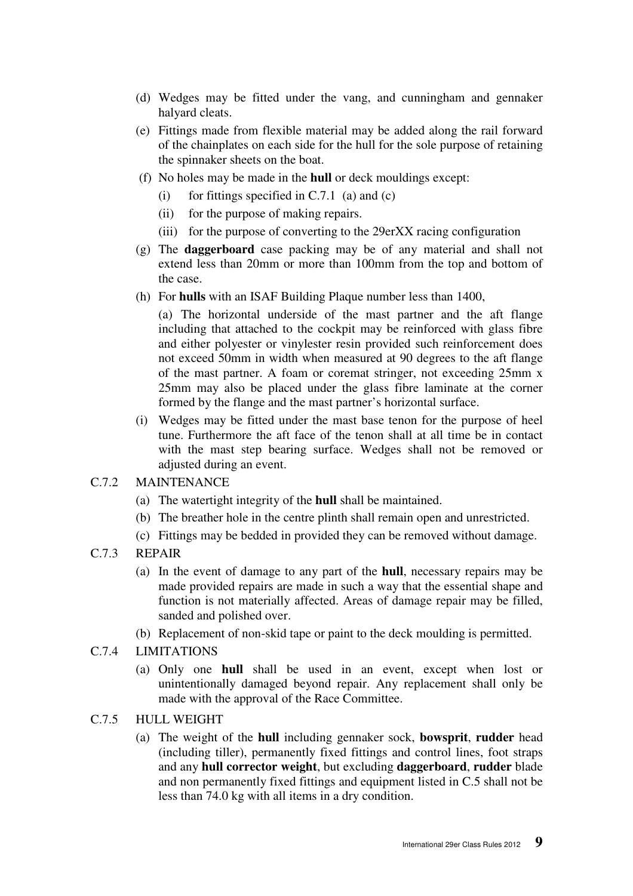(d) Wedges may be fitted under the vang, and cunningham and gennaker halyard cleats.

(e) Fittings made from flexible material may be added along the rail forward of the chainplates on each side for the hull for the sole purpose of retaining the spinnaker sheets on the boat.

(f) No holes may be made in the **hull** or deck mouldings except:

  (i) for fittings specified in C.7.1 (a) and (c)

  (ii) for the purpose of making repairs.

  (iii) for the purpose of converting to the 29erXX racing configuration

(g) The **daggerboard** case packing may be of any material and shall not extend less than 20mm or more than 100mm from the top and bottom of the case.

(h) For **hulls** with an ISAF Building Plaque number less than 1400,

  (a) The horizontal underside of the mast partner and the aft flange including that attached to the cockpit may be reinforced with glass fibre and either polyester or vinylester resin provided such reinforcement does not exceed 50mm in width when measured at 90 degrees to the aft flange of the mast partner. A foam or coremat stringer, not exceeding 25mm x 25mm may also be placed under the glass fibre laminate at the corner formed by the flange and the mast partner's horizontal surface.

(i) Wedges may be fitted under the mast base tenon for the purpose of heel tune. Furthermore the aft face of the tenon shall at all time be in contact with the mast step bearing surface. Wedges shall not be removed or adjusted during an event.

C.7.2 MAINTENANCE

(a) The watertight integrity of the **hull** shall be maintained.

(b) The breather hole in the centre plinth shall remain open and unrestricted.

(c) Fittings may be bedded in provided they can be removed without damage.

C.7.3 REPAIR

(a) In the event of damage to any part of the **hull**, necessary repairs may be made provided repairs are made in such a way that the essential shape and function is not materially affected. Areas of damage repair may be filled, sanded and polished over.

(b) Replacement of non-skid tape or paint to the deck moulding is permitted.

C.7.4 LIMITATIONS

(a) Only one **hull** shall be used in an event, except when lost or unintentionally damaged beyond repair. Any replacement shall only be made with the approval of the Race Committee.

C.7.5 HULL WEIGHT

(a) The weight of the **hull** including gennaker sock, **bowsprit**, **rudder** head (including tiller), permanently fixed fittings and control lines, foot straps and any **hull corrector weight**, but excluding **daggerboard**, **rudder** blade and non permanently fixed fittings and equipment listed in C.5 shall not be less than 74.0 kg with all items in a dry condition.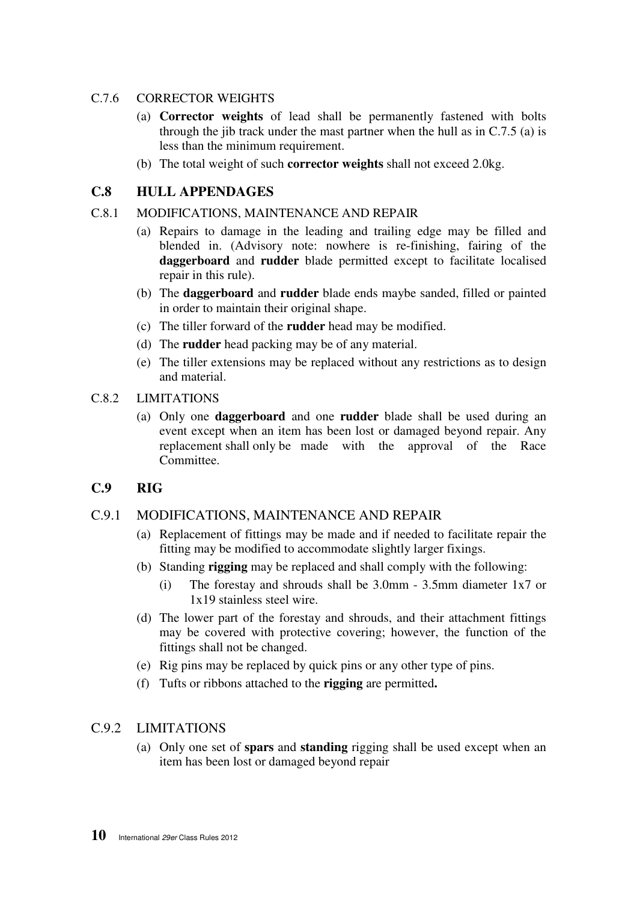C.7.6 CORRECTOR WEIGHTS

(a) **Corrector weights** of lead shall be permanently fastened with bolts through the jib track under the mast partner when the hull as in C.7.5 (a) is less than the minimum requirement.

(b) The total weight of such **corrector weights** shall not exceed 2.0kg.

## C.8 HULL APPENDAGES

C.8.1 MODIFICATIONS, MAINTENANCE AND REPAIR

(a) Repairs to damage in the leading and trailing edge may be filled and blended in. (Advisory note: nowhere is re-finishing, fairing of the **daggerboard** and **rudder** blade permitted except to facilitate localised repair in this rule).

(b) The **daggerboard** and **rudder** blade ends maybe sanded, filled or painted in order to maintain their original shape.

(c) The tiller forward of the **rudder** head may be modified.

(d) The **rudder** head packing may be of any material.

(e) The tiller extensions may be replaced without any restrictions as to design and material.

C.8.2 LIMITATIONS

(a) Only one **daggerboard** and one **rudder** blade shall be used during an event except when an item has been lost or damaged beyond repair. Any replacement shall only be made with the approval of the Race Committee.

## C.9 RIG

C.9.1 MODIFICATIONS, MAINTENANCE AND REPAIR

(a) Replacement of fittings may be made and if needed to facilitate repair the fitting may be modified to accommodate slightly larger fixings.

(b) Standing **rigging** may be replaced and shall comply with the following:

(i) The forestay and shrouds shall be 3.0mm - 3.5mm diameter 1x7 or 1x19 stainless steel wire.

(d) The lower part of the forestay and shrouds, and their attachment fittings may be covered with protective covering; however, the function of the fittings shall not be changed.

(e) Rig pins may be replaced by quick pins or any other type of pins.

(f) Tufts or ribbons attached to the **rigging** are permitted**.**

C.9.2 LIMITATIONS

(a) Only one set of **spars** and **standing** rigging shall be used except when an item has been lost or damaged beyond repair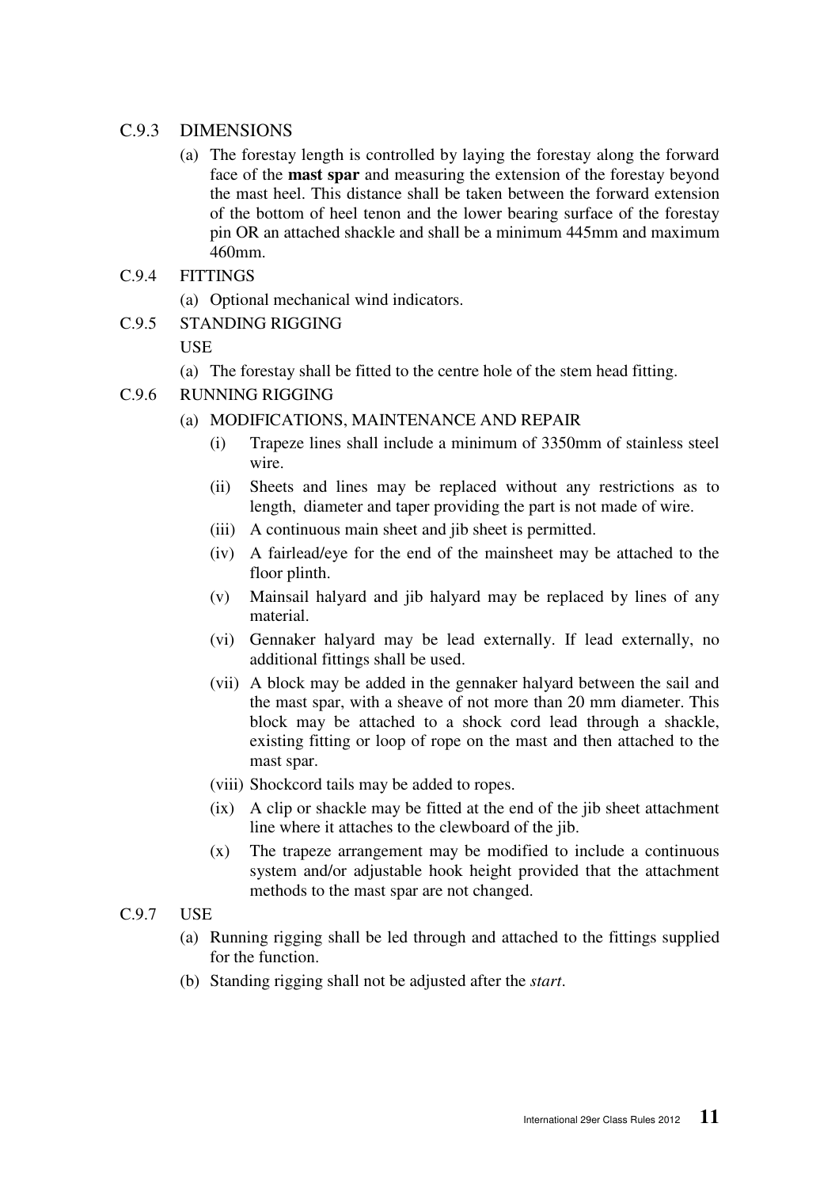### C.9.3 DIMENSIONS

(a) The forestay length is controlled by laying the forestay along the forward face of the **mast spar** and measuring the extension of the forestay beyond the mast heel. This distance shall be taken between the forward extension of the bottom of heel tenon and the lower bearing surface of the forestay pin OR an attached shackle and shall be a minimum 445mm and maximum 460mm.

### C.9.4 FITTINGS

(a) Optional mechanical wind indicators.

### C.9.5 STANDING RIGGING

USE

(a) The forestay shall be fitted to the centre hole of the stem head fitting.

### C.9.6 RUNNING RIGGING

(a) MODIFICATIONS, MAINTENANCE AND REPAIR

- (i) Trapeze lines shall include a minimum of 3350mm of stainless steel wire.
- (ii) Sheets and lines may be replaced without any restrictions as to length, diameter and taper providing the part is not made of wire.
- (iii) A continuous main sheet and jib sheet is permitted.
- (iv) A fairlead/eye for the end of the mainsheet may be attached to the floor plinth.
- (v) Mainsail halyard and jib halyard may be replaced by lines of any material.
- (vi) Gennaker halyard may be lead externally. If lead externally, no additional fittings shall be used.
- (vii) A block may be added in the gennaker halyard between the sail and the mast spar, with a sheave of not more than 20 mm diameter. This block may be attached to a shock cord lead through a shackle, existing fitting or loop of rope on the mast and then attached to the mast spar.
- (viii) Shockcord tails may be added to ropes.
- (ix) A clip or shackle may be fitted at the end of the jib sheet attachment line where it attaches to the clewboard of the jib.
- (x) The trapeze arrangement may be modified to include a continuous system and/or adjustable hook height provided that the attachment methods to the mast spar are not changed.

### C.9.7 USE

(a) Running rigging shall be led through and attached to the fittings supplied for the function.

(b) Standing rigging shall not be adjusted after the *start*.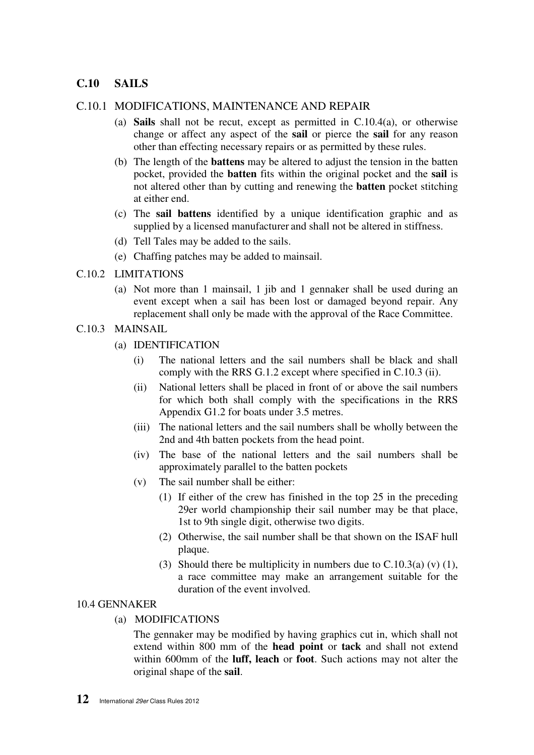## C.10 SAILS

### C.10.1 MODIFICATIONS, MAINTENANCE AND REPAIR

(a) **Sails** shall not be recut, except as permitted in C.10.4(a), or otherwise change or affect any aspect of the **sail** or pierce the **sail** for any reason other than effecting necessary repairs or as permitted by these rules.

(b) The length of the **battens** may be altered to adjust the tension in the batten pocket, provided the **batten** fits within the original pocket and the **sail** is not altered other than by cutting and renewing the **batten** pocket stitching at either end.

(c) The **sail battens** identified by a unique identification graphic and as supplied by a licensed manufacturer and shall not be altered in stiffness.

(d) Tell Tales may be added to the sails.

(e) Chaffing patches may be added to mainsail.

### C.10.2 LIMITATIONS

(a) Not more than 1 mainsail, 1 jib and 1 gennaker shall be used during an event except when a sail has been lost or damaged beyond repair. Any replacement shall only be made with the approval of the Race Committee.

### C.10.3 MAINSAIL

(a) IDENTIFICATION

- (i) The national letters and the sail numbers shall be black and shall comply with the RRS G.1.2 except where specified in C.10.3 (ii).
- (ii) National letters shall be placed in front of or above the sail numbers for which both shall comply with the specifications in the RRS Appendix G1.2 for boats under 3.5 metres.
- (iii) The national letters and the sail numbers shall be wholly between the 2nd and 4th batten pockets from the head point.
- (iv) The base of the national letters and the sail numbers shall be approximately parallel to the batten pockets
- (v) The sail number shall be either:
  - (1) If either of the crew has finished in the top 25 in the preceding 29er world championship their sail number may be that place, 1st to 9th single digit, otherwise two digits.
  - (2) Otherwise, the sail number shall be that shown on the ISAF hull plaque.
  - (3) Should there be multiplicity in numbers due to C.10.3(a) (v) (1), a race committee may make an arrangement suitable for the duration of the event involved.

### 10.4 GENNAKER

(a) MODIFICATIONS

The gennaker may be modified by having graphics cut in, which shall not extend within 800 mm of the **head point** or **tack** and shall not extend within 600mm of the **luff, leach** or **foot**. Such actions may not alter the original shape of the **sail**.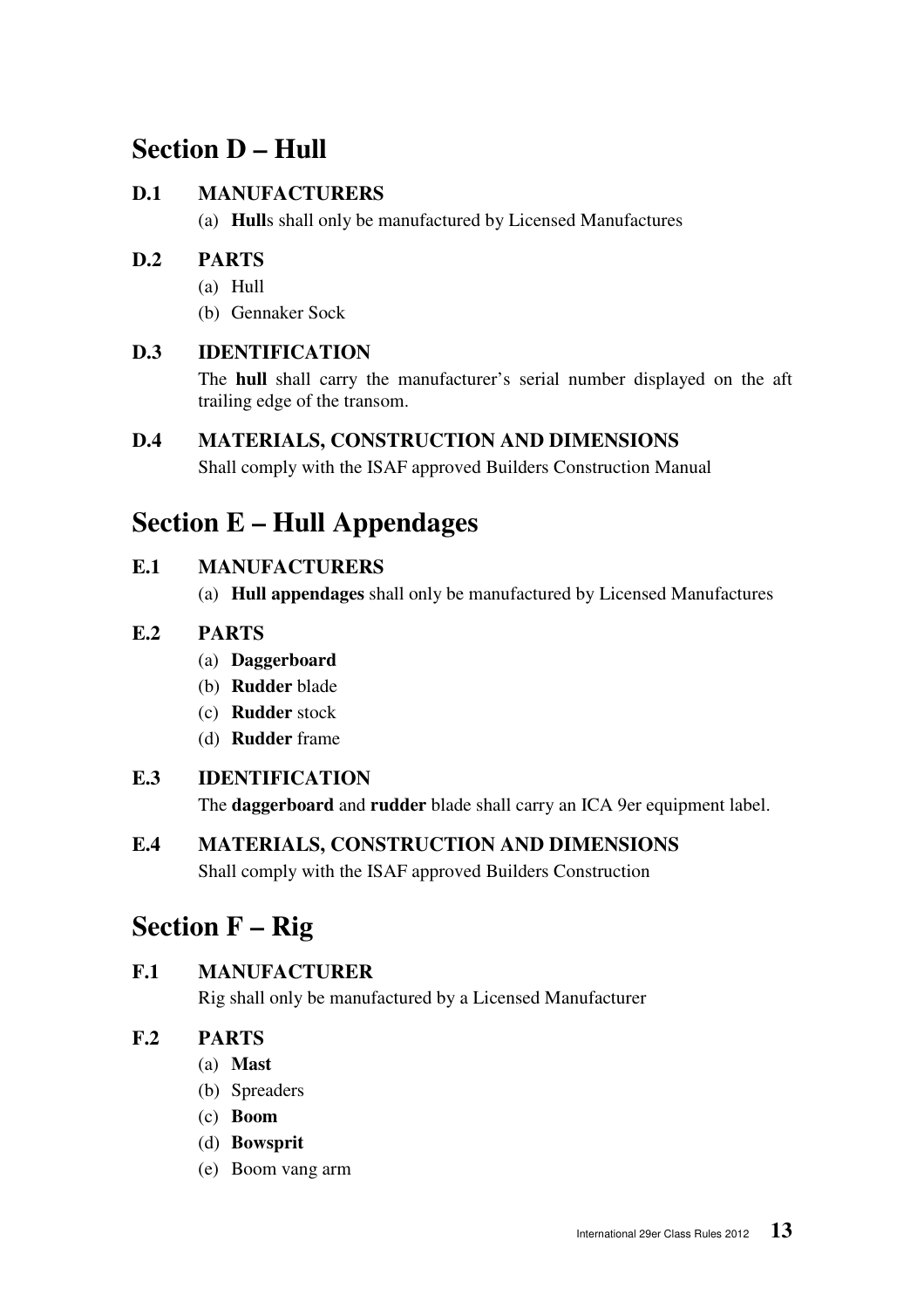## Section D – Hull

### D.1 MANUFACTURERS

(a) **Hull**s shall only be manufactured by Licensed Manufactures

### D.2 PARTS

(a) Hull
(b) Gennaker Sock

### D.3 IDENTIFICATION

The **hull** shall carry the manufacturer's serial number displayed on the aft trailing edge of the transom.

### D.4 MATERIALS, CONSTRUCTION AND DIMENSIONS

Shall comply with the ISAF approved Builders Construction Manual

## Section E – Hull Appendages

### E.1 MANUFACTURERS

(a) **Hull appendages** shall only be manufactured by Licensed Manufactures

### E.2 PARTS

(a) **Daggerboard**
(b) **Rudder** blade
(c) **Rudder** stock
(d) **Rudder** frame

### E.3 IDENTIFICATION

The **daggerboard** and **rudder** blade shall carry an ICA 9er equipment label.

### E.4 MATERIALS, CONSTRUCTION AND DIMENSIONS

Shall comply with the ISAF approved Builders Construction

## Section F – Rig

### F.1 MANUFACTURER

Rig shall only be manufactured by a Licensed Manufacturer

### F.2 PARTS

(a) **Mast**
(b) Spreaders
(c) **Boom**
(d) **Bowsprit**
(e) Boom vang arm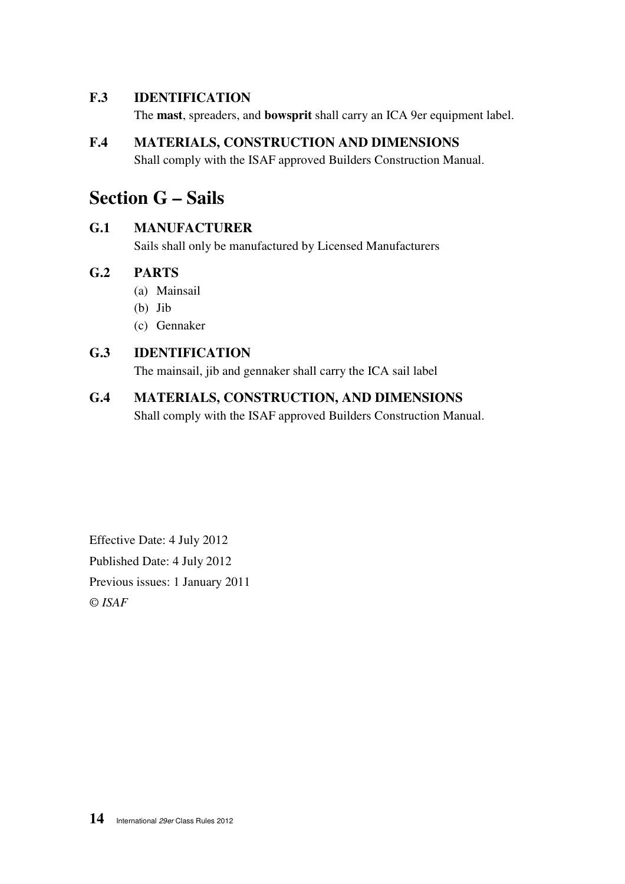### F.3 IDENTIFICATION

The **mast**, spreaders, and **bowsprit** shall carry an ICA 9er equipment label.

### F.4 MATERIALS, CONSTRUCTION AND DIMENSIONS

Shall comply with the ISAF approved Builders Construction Manual.

## Section G – Sails

### G.1 MANUFACTURER

Sails shall only be manufactured by Licensed Manufacturers

### G.2 PARTS

(a) Mainsail
(b) Jib
(c) Gennaker

### G.3 IDENTIFICATION

The mainsail, jib and gennaker shall carry the ICA sail label

### G.4 MATERIALS, CONSTRUCTION, AND DIMENSIONS

Shall comply with the ISAF approved Builders Construction Manual.

Effective Date: 4 July 2012

Published Date: 4 July 2012

Previous issues: 1 January 2011

© *ISAF*